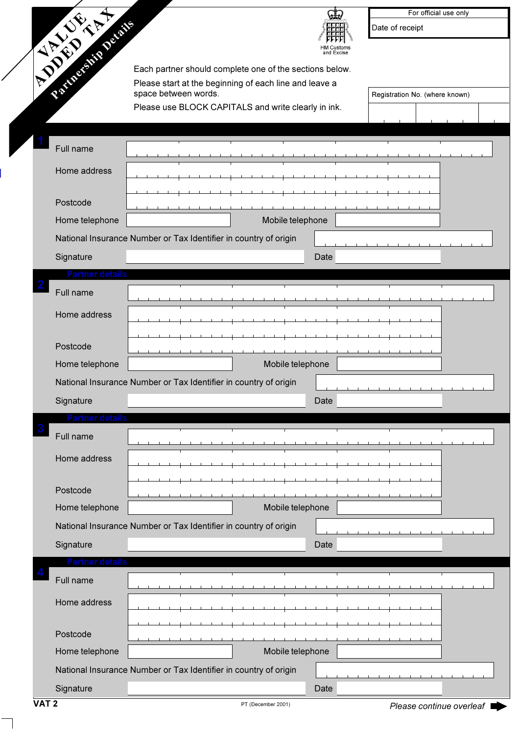# VALUE ADDED TAX
## Partnership Details

HM Customs and Excise

| For official use only |
| --- |
| Date of receipt |

Each partner should complete one of the sections below.

Please start at the beginning of each line and leave a space between words.

Please use BLOCK CAPITALS and write clearly in ink.

Registration No. (where known)

### 1

Full name

Home address

Postcode

Home telephone | Mobile telephone

National Insurance Number or Tax Identifier in country of origin

Signature | Date

### 2 Partner details

Full name

Home address

Postcode

Home telephone | Mobile telephone

National Insurance Number or Tax Identifier in country of origin

Signature | Date

### 3 Partner details

Full name

Home address

Postcode

Home telephone | Mobile telephone

National Insurance Number or Tax Identifier in country of origin

Signature | Date

### 4 Partner details

Full name

Home address

Postcode

Home telephone | Mobile telephone

National Insurance Number or Tax Identifier in country of origin

Signature | Date

**VAT 2**

PT (December 2001)

*Please continue overleaf*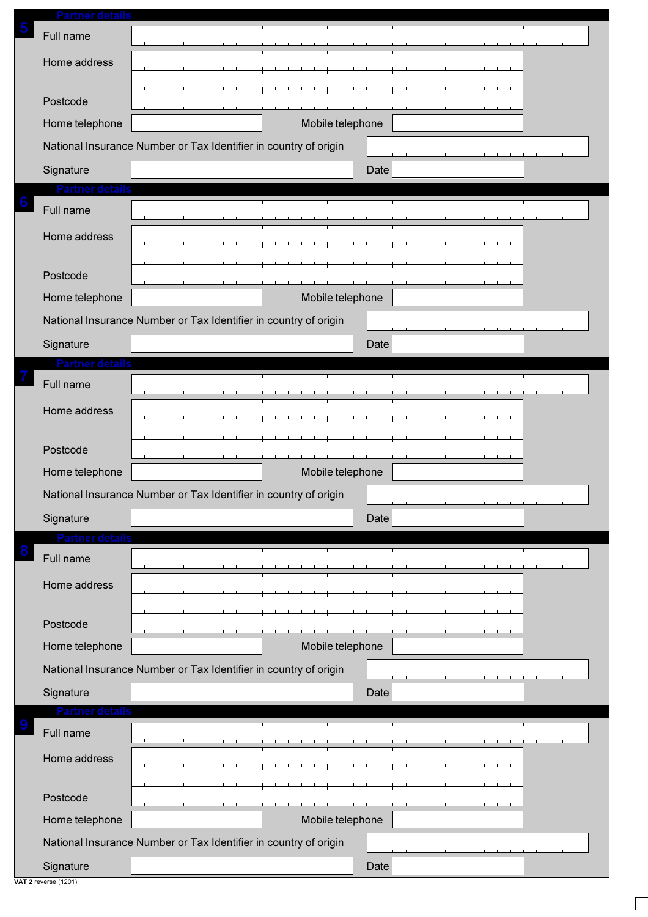## 5 Partner details

Full name

Home address

Postcode

Home telephone

Mobile telephone

National Insurance Number or Tax Identifier in country of origin

Signature

Date

## 6 Partner details

Full name

Home address

Postcode

Home telephone

Mobile telephone

National Insurance Number or Tax Identifier in country of origin

Signature

Date

## 7 Partner details

Full name

Home address

Postcode

Home telephone

Mobile telephone

National Insurance Number or Tax Identifier in country of origin

Signature

Date

## 8 Partner details

Full name

Home address

Postcode

Home telephone

Mobile telephone

National Insurance Number or Tax Identifier in country of origin

Signature

Date

## 9 Partner details

Full name

Home address

Postcode

Home telephone

Mobile telephone

National Insurance Number or Tax Identifier in country of origin

Signature

Date

**VAT 2** reverse (1201)